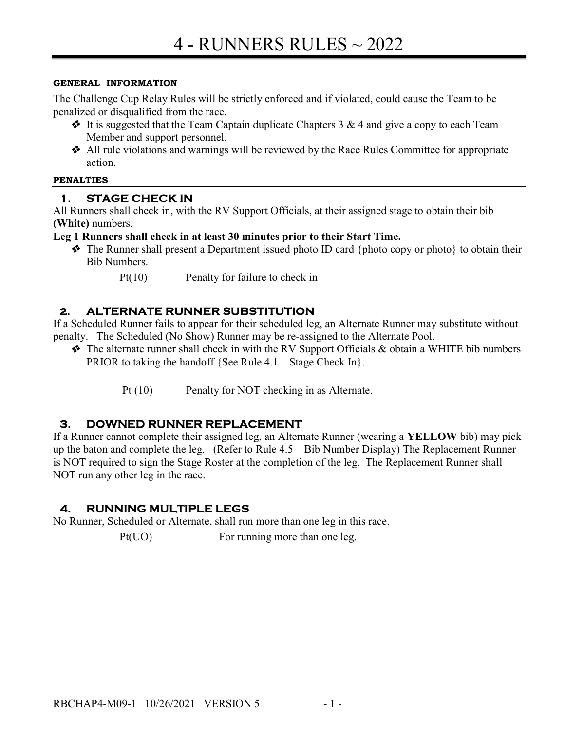# 4 - RUNNERS RULES ~ 2022

#### GENERAL INFORMATION

The Challenge Cup Relay Rules will be strictly enforced and if violated, could cause the Team to be penalized or disqualified from the race.

- It is suggested that the Team Captain duplicate Chapters 3 & 4 and give a copy to each Team Member and support personnel.
- All rule violations and warnings will be reviewed by the Race Rules Committee for appropriate action.

#### PENALTIES

### 1. STAGE CHECK IN

All Runners shall check in, with the RV Support Officials, at their assigned stage to obtain their bib **(White)** numbers.

**Leg 1 Runners shall check in at least 30 minutes prior to their Start Time.**

- The Runner shall present a Department issued photo ID card {photo copy or photo} to obtain their Bib Numbers.

  Pt(10) Penalty for failure to check in

### 2. ALTERNATE RUNNER SUBSTITUTION

If a Scheduled Runner fails to appear for their scheduled leg, an Alternate Runner may substitute without penalty. The Scheduled (No Show) Runner may be re-assigned to the Alternate Pool.

- The alternate runner shall check in with the RV Support Officials & obtain a WHITE bib numbers PRIOR to taking the handoff {See Rule 4.1 – Stage Check In}.

  Pt (10) Penalty for NOT checking in as Alternate.

### 3. DOWNED RUNNER REPLACEMENT

If a Runner cannot complete their assigned leg, an Alternate Runner (wearing a **YELLOW** bib) may pick up the baton and complete the leg. (Refer to Rule 4.5 – Bib Number Display) The Replacement Runner is NOT required to sign the Stage Roster at the completion of the leg. The Replacement Runner shall NOT run any other leg in the race.

### 4. RUNNING MULTIPLE LEGS

No Runner, Scheduled or Alternate, shall run more than one leg in this race.

Pt(UO) For running more than one leg.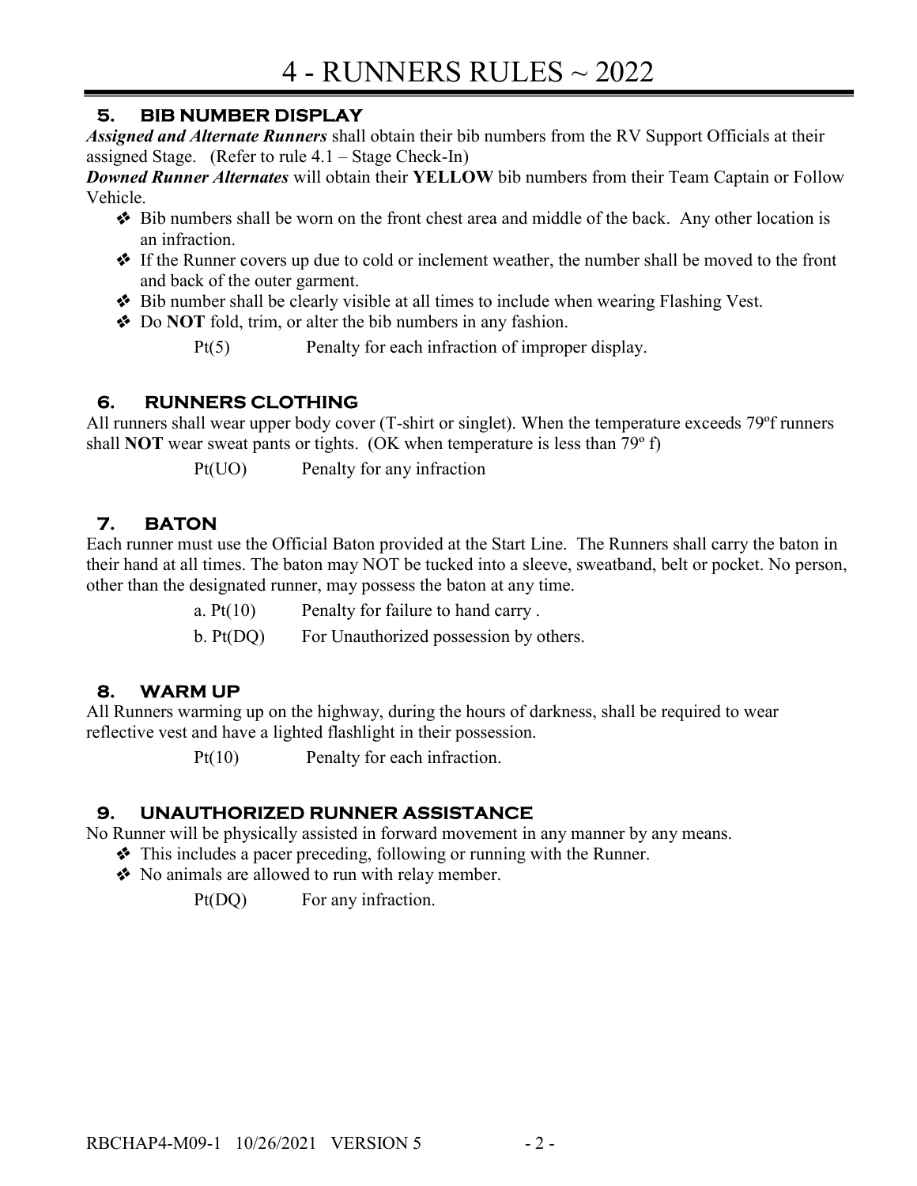# 4 - RUNNERS RULES ~ 2022

### 5. BIB NUMBER DISPLAY

***Assigned and Alternate Runners*** shall obtain their bib numbers from the RV Support Officials at their assigned Stage. (Refer to rule 4.1 – Stage Check-In)

***Downed Runner Alternates*** will obtain their **YELLOW** bib numbers from their Team Captain or Follow Vehicle.

- Bib numbers shall be worn on the front chest area and middle of the back. Any other location is an infraction.
- If the Runner covers up due to cold or inclement weather, the number shall be moved to the front and back of the outer garment.
- Bib number shall be clearly visible at all times to include when wearing Flashing Vest.
- Do **NOT** fold, trim, or alter the bib numbers in any fashion.

Pt(5) Penalty for each infraction of improper display.

### 6. RUNNERS CLOTHING

All runners shall wear upper body cover (T-shirt or singlet). When the temperature exceeds 79ºf runners shall **NOT** wear sweat pants or tights. (OK when temperature is less than 79º f)

Pt(UO) Penalty for any infraction

### 7. BATON

Each runner must use the Official Baton provided at the Start Line. The Runners shall carry the baton in their hand at all times. The baton may NOT be tucked into a sleeve, sweatband, belt or pocket. No person, other than the designated runner, may possess the baton at any time.

a. Pt(10) Penalty for failure to hand carry .

b. Pt(DQ) For Unauthorized possession by others.

### 8. WARM UP

All Runners warming up on the highway, during the hours of darkness, shall be required to wear reflective vest and have a lighted flashlight in their possession.

Pt(10) Penalty for each infraction.

### 9. UNAUTHORIZED RUNNER ASSISTANCE

No Runner will be physically assisted in forward movement in any manner by any means.

- This includes a pacer preceding, following or running with the Runner.
- No animals are allowed to run with relay member.

Pt(DQ) For any infraction.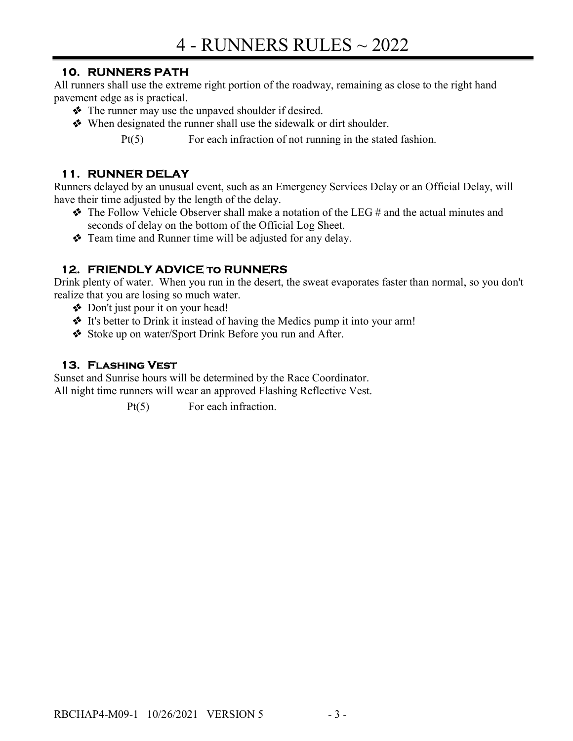# 4 - RUNNERS RULES ~ 2022

### 10. RUNNERS PATH

All runners shall use the extreme right portion of the roadway, remaining as close to the right hand pavement edge as is practical.

- The runner may use the unpaved shoulder if desired.
- When designated the runner shall use the sidewalk or dirt shoulder.

Pt(5) For each infraction of not running in the stated fashion.

### 11. RUNNER DELAY

Runners delayed by an unusual event, such as an Emergency Services Delay or an Official Delay, will have their time adjusted by the length of the delay.

- The Follow Vehicle Observer shall make a notation of the LEG # and the actual minutes and seconds of delay on the bottom of the Official Log Sheet.
- Team time and Runner time will be adjusted for any delay.

### 12. FRIENDLY ADVICE to RUNNERS

Drink plenty of water. When you run in the desert, the sweat evaporates faster than normal, so you don't realize that you are losing so much water.

- Don't just pour it on your head!
- It's better to Drink it instead of having the Medics pump it into your arm!
- Stoke up on water/Sport Drink Before you run and After.

### 13. Flashing Vest

Sunset and Sunrise hours will be determined by the Race Coordinator.
All night time runners will wear an approved Flashing Reflective Vest.

Pt(5) For each infraction.

RBCHAP4-M09-1 10/26/2021 VERSION 5